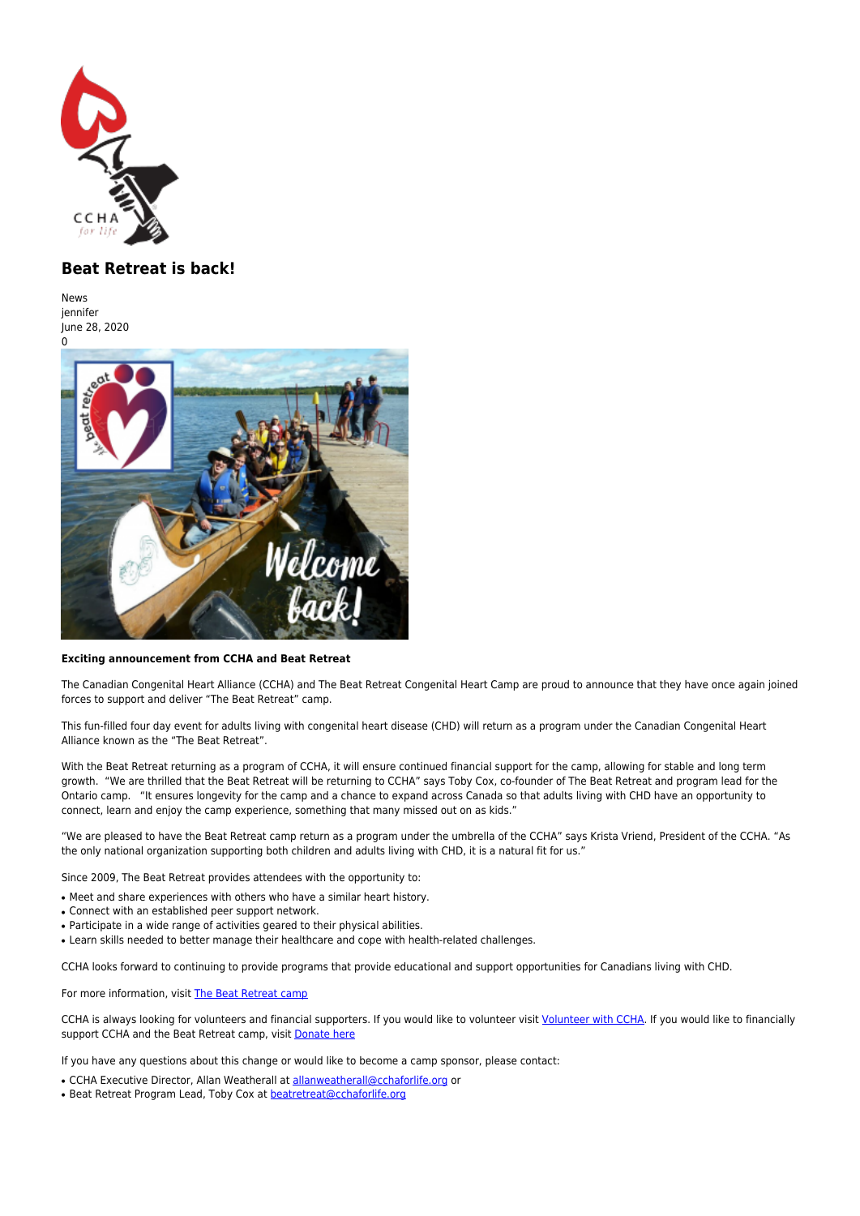# Beat Retreat is back!

News
jennifer
June 28, 2020
0

**Exciting announcement from CCHA and Beat Retreat**

The Canadian Congenital Heart Alliance (CCHA) and The Beat Retreat Congenital Heart Camp are proud to announce that they have once again joined forces to support and deliver "The Beat Retreat" camp.

This fun-filled four day event for adults living with congenital heart disease (CHD) will return as a program under the Canadian Congenital Heart Alliance known as the "The Beat Retreat".

With the Beat Retreat returning as a program of CCHA, it will ensure continued financial support for the camp, allowing for stable and long term growth. "We are thrilled that the Beat Retreat will be returning to CCHA" says Toby Cox, co-founder of The Beat Retreat and program lead for the Ontario camp. "It ensures longevity for the camp and a chance to expand across Canada so that adults living with CHD have an opportunity to connect, learn and enjoy the camp experience, something that many missed out on as kids."

"We are pleased to have the Beat Retreat camp return as a program under the umbrella of the CCHA" says Krista Vriend, President of the CCHA. "As the only national organization supporting both children and adults living with CHD, it is a natural fit for us."

Since 2009, The Beat Retreat provides attendees with the opportunity to:

- Meet and share experiences with others who have a similar heart history.
- Connect with an established peer support network.
- Participate in a wide range of activities geared to their physical abilities.
- Learn skills needed to better manage their healthcare and cope with health-related challenges.

CCHA looks forward to continuing to provide programs that provide educational and support opportunities for Canadians living with CHD.

For more information, visit [The Beat Retreat camp]

CCHA is always looking for volunteers and financial supporters. If you would like to volunteer visit [Volunteer with CCHA]. If you would like to financially support CCHA and the Beat Retreat camp, visit [Donate here]

If you have any questions about this change or would like to become a camp sponsor, please contact:

- CCHA Executive Director, Allan Weatherall at allanweatherall@cchaforlife.org or
- Beat Retreat Program Lead, Toby Cox at beatretreat@cchaforlife.org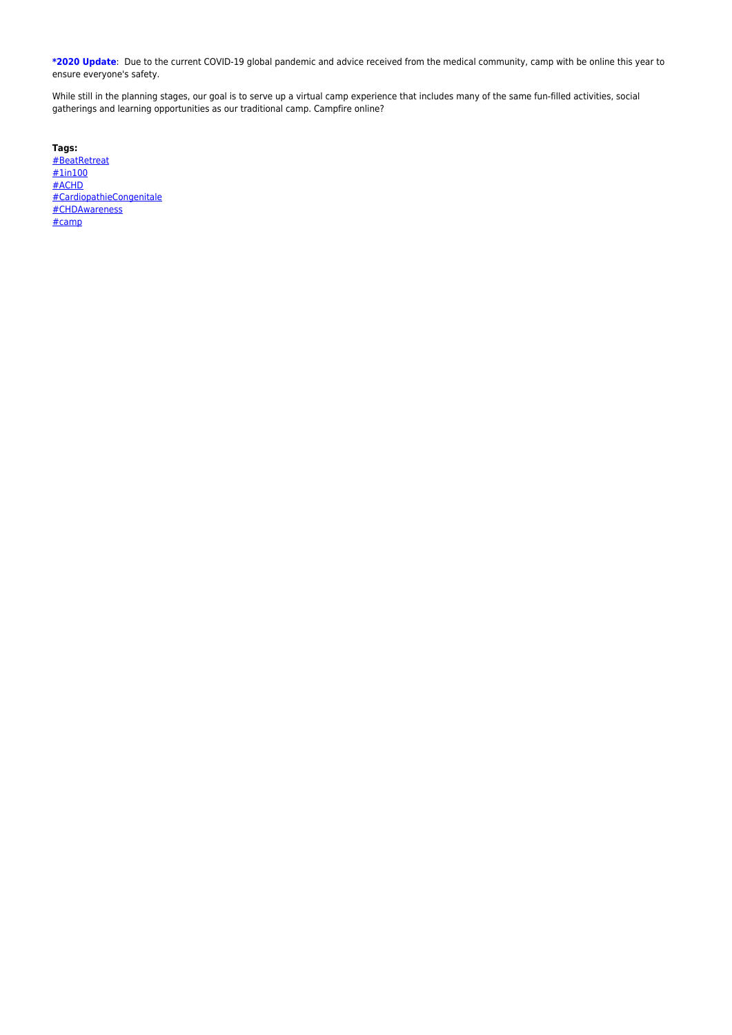**\*2020 Update**: Due to the current COVID-19 global pandemic and advice received from the medical community, camp with be online this year to ensure everyone's safety.

While still in the planning stages, our goal is to serve up a virtual camp experience that includes many of the same fun-filled activities, social gatherings and learning opportunities as our traditional camp. Campfire online?

**Tags:**
#BeatRetreat
#1in100
#ACHD
#CardiopathieCongenitale
#CHDAwareness
#camp